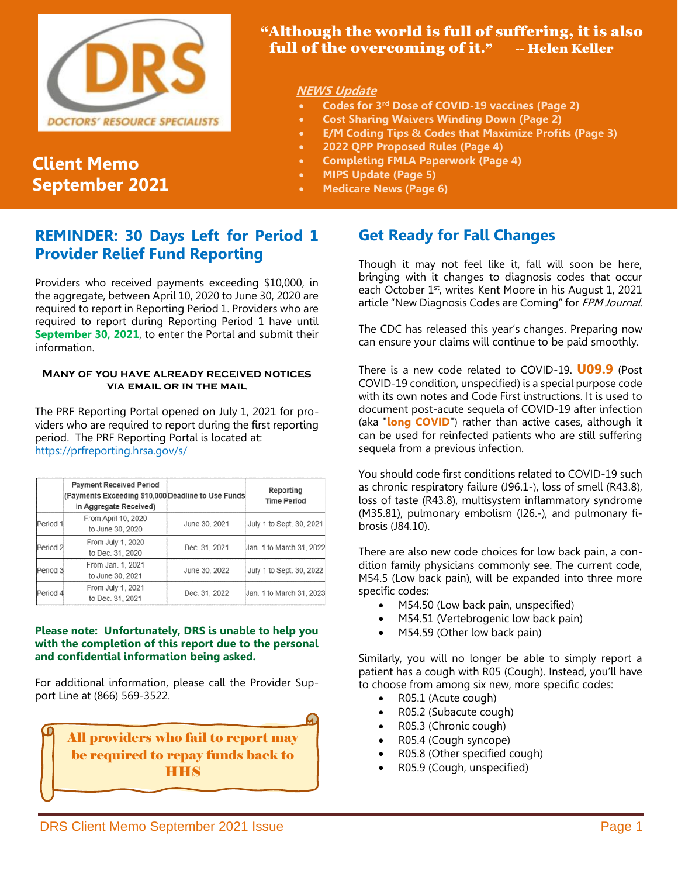DRS DOCTORS' RESOURCE SPECIALISTS

# Client Memo September 2021

**"Although the world is full of suffering, it is also full of the overcoming of it." -- Helen Keller**

***NEWS Update***

- **Codes for 3rd Dose of COVID-19 vaccines (Page 2)**
- **Cost Sharing Waivers Winding Down (Page 2)**
- **E/M Coding Tips & Codes that Maximize Profits (Page 3)**
- **2022 QPP Proposed Rules (Page 4)**
- **Completing FMLA Paperwork (Page 4)**
- **MIPS Update (Page 5)**
- **Medicare News (Page 6)**

## REMINDER: 30 Days Left for Period 1 Provider Relief Fund Reporting

Providers who received payments exceeding $10,000, in the aggregate, between April 10, 2020 to June 30, 2020 are required to report in Reporting Period 1. Providers who are required to report during Reporting Period 1 have until **September 30, 2021**, to enter the Portal and submit their information.

**MANY OF YOU HAVE ALREADY RECEIVED NOTICES VIA EMAIL OR IN THE MAIL**

The PRF Reporting Portal opened on July 1, 2021 for providers who are required to report during the first reporting period. The PRF Reporting Portal is located at: https://prfreporting.hrsa.gov/s/

| | Payment Received Period (Payments Exceeding $10,000 in Aggregate Received) | Deadline to Use Funds | Reporting Time Period |
|---|---|---|---|
| Period 1 | From April 10, 2020 to June 30, 2020 | June 30, 2021 | July 1 to Sept. 30, 2021 |
| Period 2 | From July 1, 2020 to Dec. 31, 2020 | Dec. 31, 2021 | Jan. 1 to March 31, 2022 |
| Period 3 | From Jan. 1, 2021 to June 30, 2021 | June 30, 2022 | July 1 to Sept. 30, 2022 |
| Period 4 | From July 1, 2021 to Dec. 31, 2021 | Dec. 31, 2022 | Jan. 1 to March 31, 2023 |

**Please note: Unfortunately, DRS is unable to help you with the completion of this report due to the personal and confidential information being asked.**

For additional information, please call the Provider Support Line at (866) 569-3522.

**All providers who fail to report may be required to repay funds back to HHS**

## Get Ready for Fall Changes

Though it may not feel like it, fall will soon be here, bringing with it changes to diagnosis codes that occur each October 1st, writes Kent Moore in his August 1, 2021 article "New Diagnosis Codes are Coming" for *FPM Journal*.

The CDC has released this year's changes. Preparing now can ensure your claims will continue to be paid smoothly.

There is a new code related to COVID-19. **U09.9** (Post COVID-19 condition, unspecified) is a special purpose code with its own notes and Code First instructions. It is used to document post-acute sequela of COVID-19 after infection (aka "**long COVID**") rather than active cases, although it can be used for reinfected patients who are still suffering sequela from a previous infection.

You should code first conditions related to COVID-19 such as chronic respiratory failure (J96.1-), loss of smell (R43.8), loss of taste (R43.8), multisystem inflammatory syndrome (M35.81), pulmonary embolism (I26.-), and pulmonary fibrosis (J84.10).

There are also new code choices for low back pain, a condition family physicians commonly see. The current code, M54.5 (Low back pain), will be expanded into three more specific codes:

- M54.50 (Low back pain, unspecified)
- M54.51 (Vertebrogenic low back pain)
- M54.59 (Other low back pain)

Similarly, you will no longer be able to simply report a patient has a cough with R05 (Cough). Instead, you'll have to choose from among six new, more specific codes:

- R05.1 (Acute cough)
- R05.2 (Subacute cough)
- R05.3 (Chronic cough)
- R05.4 (Cough syncope)
- R05.8 (Other specified cough)
- R05.9 (Cough, unspecified)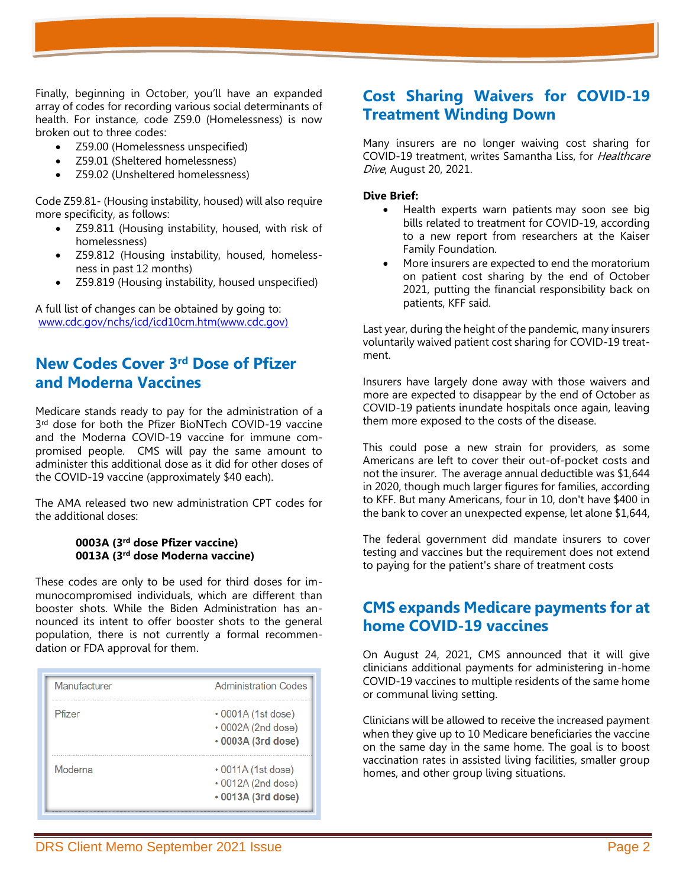Finally, beginning in October, you'll have an expanded array of codes for recording various social determinants of health. For instance, code Z59.0 (Homelessness) is now broken out to three codes:

- Z59.00 (Homelessness unspecified)
- Z59.01 (Sheltered homelessness)
- Z59.02 (Unsheltered homelessness)

Code Z59.81- (Housing instability, housed) will also require more specificity, as follows:

- Z59.811 (Housing instability, housed, with risk of homelessness)
- Z59.812 (Housing instability, housed, homelessness in past 12 months)
- Z59.819 (Housing instability, housed unspecified)

A full list of changes can be obtained by going to:
www.cdc.gov/nchs/icd/icd10cm.htm(www.cdc.gov)

## New Codes Cover 3rd Dose of Pfizer and Moderna Vaccines

Medicare stands ready to pay for the administration of a 3rd dose for both the Pfizer BioNTech COVID-19 vaccine and the Moderna COVID-19 vaccine for immune compromised people. CMS will pay the same amount to administer this additional dose as it did for other doses of the COVID-19 vaccine (approximately $40 each).

The AMA released two new administration CPT codes for the additional doses:

**0003A (3rd dose Pfizer vaccine)**
**0013A (3rd dose Moderna vaccine)**

These codes are only to be used for third doses for immunocompromised individuals, which are different than booster shots. While the Biden Administration has announced its intent to offer booster shots to the general population, there is not currently a formal recommendation or FDA approval for them.

| Manufacturer | Administration Codes |
| --- | --- |
| Pfizer | • 0001A (1st dose)<br>• 0002A (2nd dose)<br>• **0003A (3rd dose)** |
| Moderna | • 0011A (1st dose)<br>• 0012A (2nd dose)<br>• **0013A (3rd dose)** |

## Cost Sharing Waivers for COVID-19 Treatment Winding Down

Many insurers are no longer waiving cost sharing for COVID-19 treatment, writes Samantha Liss, for *Healthcare Dive*, August 20, 2021.

**Dive Brief:**

- Health experts warn patients may soon see big bills related to treatment for COVID-19, according to a new report from researchers at the Kaiser Family Foundation.
- More insurers are expected to end the moratorium on patient cost sharing by the end of October 2021, putting the financial responsibility back on patients, KFF said.

Last year, during the height of the pandemic, many insurers voluntarily waived patient cost sharing for COVID-19 treatment.

Insurers have largely done away with those waivers and more are expected to disappear by the end of October as COVID-19 patients inundate hospitals once again, leaving them more exposed to the costs of the disease.

This could pose a new strain for providers, as some Americans are left to cover their out-of-pocket costs and not the insurer. The average annual deductible was $1,644 in 2020, though much larger figures for families, according to KFF. But many Americans, four in 10, don't have $400 in the bank to cover an unexpected expense, let alone $1,644,

The federal government did mandate insurers to cover testing and vaccines but the requirement does not extend to paying for the patient's share of treatment costs

## CMS expands Medicare payments for at home COVID-19 vaccines

On August 24, 2021, CMS announced that it will give clinicians additional payments for administering in-home COVID-19 vaccines to multiple residents of the same home or communal living setting.

Clinicians will be allowed to receive the increased payment when they give up to 10 Medicare beneficiaries the vaccine on the same day in the same home. The goal is to boost vaccination rates in assisted living facilities, smaller group homes, and other group living situations.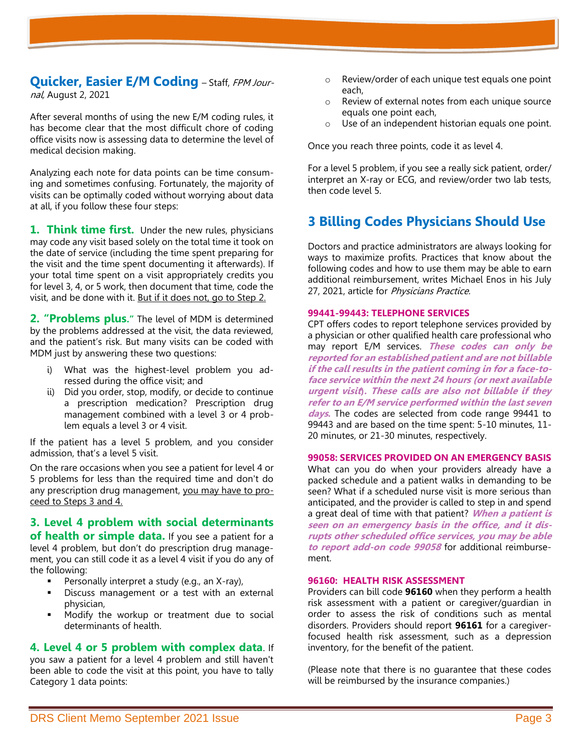## Quicker, Easier E/M Coding – Staff, *FPM Journal*, August 2, 2021

After several months of using the new E/M coding rules, it has become clear that the most difficult chore of coding office visits now is assessing data to determine the level of medical decision making.

Analyzing each note for data points can be time consuming and sometimes confusing. Fortunately, the majority of visits can be optimally coded without worrying about data at all, if you follow these four steps:

**1. Think time first.** Under the new rules, physicians may code any visit based solely on the total time it took on the date of service (including the time spent preparing for the visit and the time spent documenting it afterwards). If your total time spent on a visit appropriately credits you for level 3, 4, or 5 work, then document that time, code the visit, and be done with it. <u>But if it does not, go to Step 2.</u>

**2. "Problems plus."** The level of MDM is determined by the problems addressed at the visit, the data reviewed, and the patient's risk. But many visits can be coded with MDM just by answering these two questions:

- i) What was the highest-level problem you addressed during the office visit; and
- ii) Did you order, stop, modify, or decide to continue a prescription medication? Prescription drug management combined with a level 3 or 4 problem equals a level 3 or 4 visit.

If the patient has a level 5 problem, and you consider admission, that's a level 5 visit.

On the rare occasions when you see a patient for level 4 or 5 problems for less than the required time and don't do any prescription drug management, <u>you may have to proceed to Steps 3 and 4.</u>

**3. Level 4 problem with social determinants of health or simple data.** If you see a patient for a level 4 problem, but don't do prescription drug management, you can still code it as a level 4 visit if you do any of the following:

- Personally interpret a study (e.g., an X-ray),
- Discuss management or a test with an external physician,
- Modify the workup or treatment due to social determinants of health.

**4. Level 4 or 5 problem with complex data**. If you saw a patient for a level 4 problem and still haven't been able to code the visit at this point, you have to tally Category 1 data points:

- Review/order of each unique test equals one point each,
- Review of external notes from each unique source equals one point each,
- Use of an independent historian equals one point.

Once you reach three points, code it as level 4.

For a level 5 problem, if you see a really sick patient, order/interpret an X-ray or ECG, and review/order two lab tests, then code level 5.

## 3 Billing Codes Physicians Should Use

Doctors and practice administrators are always looking for ways to maximize profits. Practices that know about the following codes and how to use them may be able to earn additional reimbursement, writes Michael Enos in his July 27, 2021, article for *Physicians Practice*.

### 99441-99443: TELEPHONE SERVICES

CPT offers codes to report telephone services provided by a physician or other qualified health care professional who may report E/M services. ***These codes can only be reported for an established patient and are not billable if the call results in the patient coming in for a face-to-face service within the next 24 hours (or next available urgent visit). These calls are also not billable if they refer to an E/M service performed within the last seven days.*** The codes are selected from code range 99441 to 99443 and are based on the time spent: 5-10 minutes, 11-20 minutes, or 21-30 minutes, respectively.

### 99058: SERVICES PROVIDED ON AN EMERGENCY BASIS

What can you do when your providers already have a packed schedule and a patient walks in demanding to be seen? What if a scheduled nurse visit is more serious than anticipated, and the provider is called to step in and spend a great deal of time with that patient? ***When a patient is seen on an emergency basis in the office, and it disrupts other scheduled office services, you may be able to report add-on code 99058*** for additional reimbursement.

### 96160: HEALTH RISK ASSESSMENT

Providers can bill code **96160** when they perform a health risk assessment with a patient or caregiver/guardian in order to assess the risk of conditions such as mental disorders. Providers should report **96161** for a caregiver-focused health risk assessment, such as a depression inventory, for the benefit of the patient.

(Please note that there is no guarantee that these codes will be reimbursed by the insurance companies.)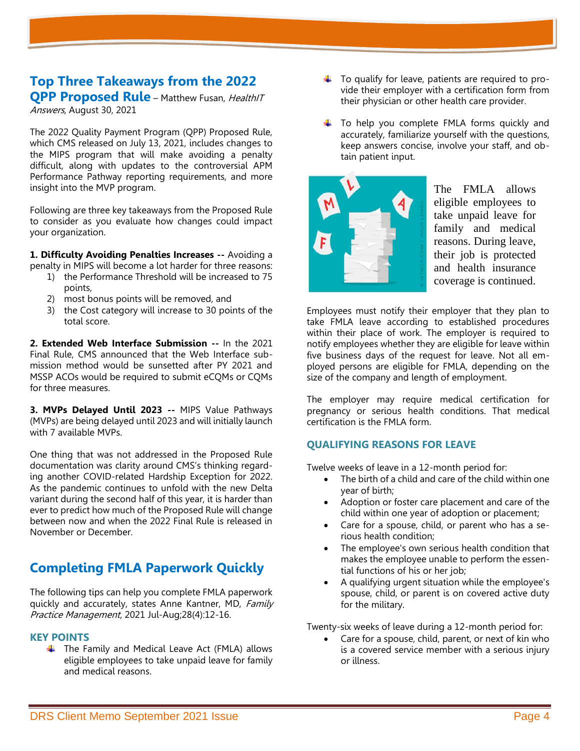## Top Three Takeaways from the 2022 QPP Proposed Rule

– Matthew Fusan, *HealthIT Answers*, August 30, 2021

The 2022 Quality Payment Program (QPP) Proposed Rule, which CMS released on July 13, 2021, includes changes to the MIPS program that will make avoiding a penalty difficult, along with updates to the controversial APM Performance Pathway reporting requirements, and more insight into the MVP program.

Following are three key takeaways from the Proposed Rule to consider as you evaluate how changes could impact your organization.

**1. Difficulty Avoiding Penalties Increases --** Avoiding a penalty in MIPS will become a lot harder for three reasons:

1) the Performance Threshold will be increased to 75 points,
2) most bonus points will be removed, and
3) the Cost category will increase to 30 points of the total score.

**2. Extended Web Interface Submission --** In the 2021 Final Rule, CMS announced that the Web Interface submission method would be sunsetted after PY 2021 and MSSP ACOs would be required to submit eCQMs or CQMs for three measures.

**3. MVPs Delayed Until 2023 --** MIPS Value Pathways (MVPs) are being delayed until 2023 and will initially launch with 7 available MVPs.

One thing that was not addressed in the Proposed Rule documentation was clarity around CMS's thinking regarding another COVID-related Hardship Exception for 2022. As the pandemic continues to unfold with the new Delta variant during the second half of this year, it is harder than ever to predict how much of the Proposed Rule will change between now and when the 2022 Final Rule is released in November or December.

## Completing FMLA Paperwork Quickly

The following tips can help you complete FMLA paperwork quickly and accurately, states Anne Kantner, MD, *Family Practice Management*, 2021 Jul-Aug;28(4):12-16.

### KEY POINTS

- The Family and Medical Leave Act (FMLA) allows eligible employees to take unpaid leave for family and medical reasons.
- To qualify for leave, patients are required to provide their employer with a certification form from their physician or other health care provider.
- To help you complete FMLA forms quickly and accurately, familiarize yourself with the questions, keep answers concise, involve your staff, and obtain patient input.

The FMLA allows eligible employees to take unpaid leave for family and medical reasons. During leave, their job is protected and health insurance coverage is continued.

Employees must notify their employer that they plan to take FMLA leave according to established procedures within their place of work. The employer is required to notify employees whether they are eligible for leave within five business days of the request for leave. Not all employed persons are eligible for FMLA, depending on the size of the company and length of employment.

The employer may require medical certification for pregnancy or serious health conditions. That medical certification is the FMLA form.

### QUALIFYING REASONS FOR LEAVE

Twelve weeks of leave in a 12-month period for:

- The birth of a child and care of the child within one year of birth;
- Adoption or foster care placement and care of the child within one year of adoption or placement;
- Care for a spouse, child, or parent who has a serious health condition;
- The employee's own serious health condition that makes the employee unable to perform the essential functions of his or her job;
- A qualifying urgent situation while the employee's spouse, child, or parent is on covered active duty for the military.

Twenty-six weeks of leave during a 12-month period for:

- Care for a spouse, child, parent, or next of kin who is a covered service member with a serious injury or illness.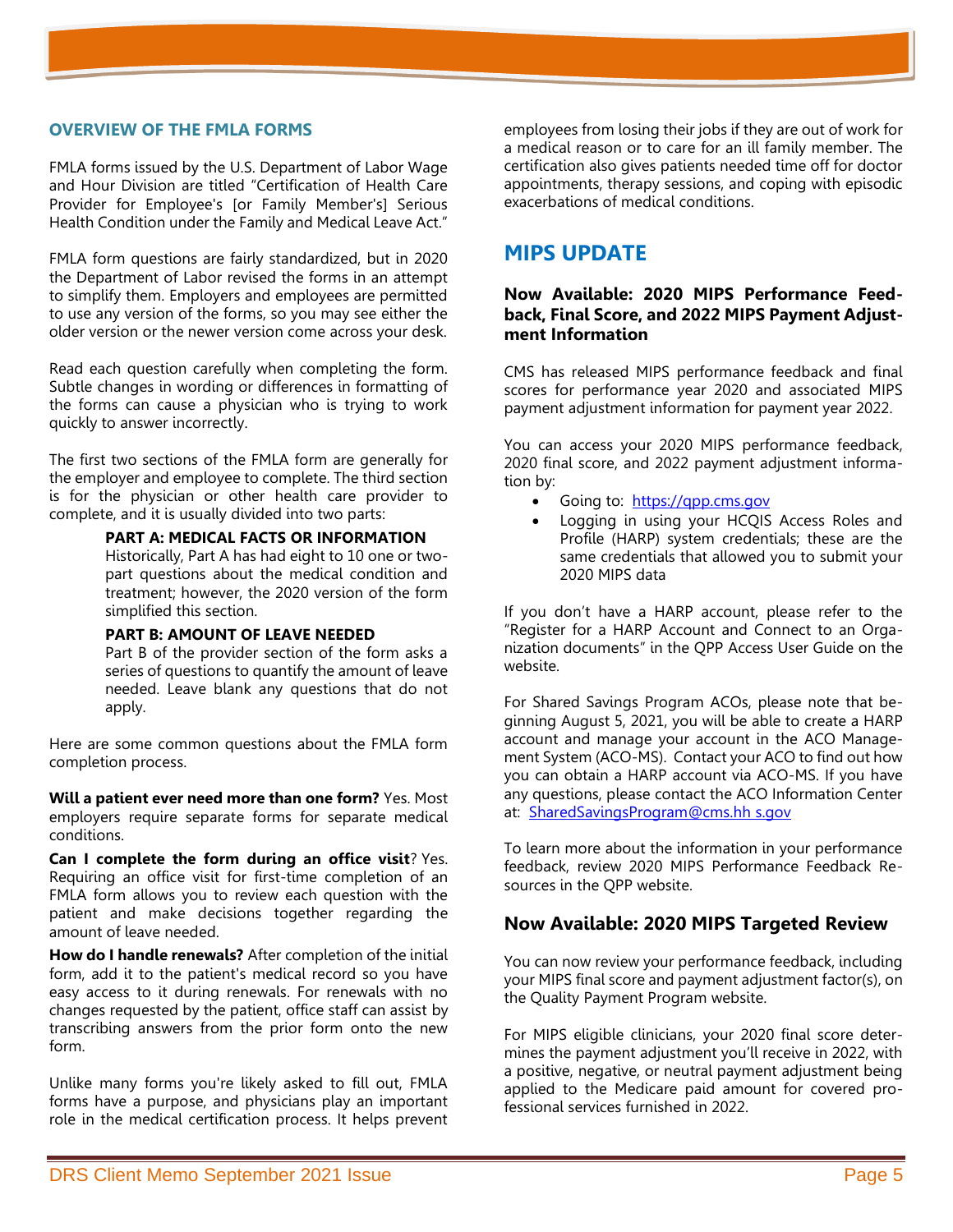## OVERVIEW OF THE FMLA FORMS

FMLA forms issued by the U.S. Department of Labor Wage and Hour Division are titled "Certification of Health Care Provider for Employee's [or Family Member's] Serious Health Condition under the Family and Medical Leave Act."

FMLA form questions are fairly standardized, but in 2020 the Department of Labor revised the forms in an attempt to simplify them. Employers and employees are permitted to use any version of the forms, so you may see either the older version or the newer version come across your desk.

Read each question carefully when completing the form. Subtle changes in wording or differences in formatting of the forms can cause a physician who is trying to work quickly to answer incorrectly.

The first two sections of the FMLA form are generally for the employer and employee to complete. The third section is for the physician or other health care provider to complete, and it is usually divided into two parts:

> **PART A: MEDICAL FACTS OR INFORMATION**
> Historically, Part A has had eight to 10 one or two-part questions about the medical condition and treatment; however, the 2020 version of the form simplified this section.
>
> **PART B: AMOUNT OF LEAVE NEEDED**
> Part B of the provider section of the form asks a series of questions to quantify the amount of leave needed. Leave blank any questions that do not apply.

Here are some common questions about the FMLA form completion process.

**Will a patient ever need more than one form?** Yes. Most employers require separate forms for separate medical conditions.

**Can I complete the form during an office visit**? Yes. Requiring an office visit for first-time completion of an FMLA form allows you to review each question with the patient and make decisions together regarding the amount of leave needed.

**How do I handle renewals?** After completion of the initial form, add it to the patient's medical record so you have easy access to it during renewals. For renewals with no changes requested by the patient, office staff can assist by transcribing answers from the prior form onto the new form.

Unlike many forms you're likely asked to fill out, FMLA forms have a purpose, and physicians play an important role in the medical certification process. It helps prevent employees from losing their jobs if they are out of work for a medical reason or to care for an ill family member. The certification also gives patients needed time off for doctor appointments, therapy sessions, and coping with episodic exacerbations of medical conditions.

# MIPS UPDATE

### Now Available: 2020 MIPS Performance Feedback, Final Score, and 2022 MIPS Payment Adjustment Information

CMS has released MIPS performance feedback and final scores for performance year 2020 and associated MIPS payment adjustment information for payment year 2022.

You can access your 2020 MIPS performance feedback, 2020 final score, and 2022 payment adjustment information by:

- Going to: https://qpp.cms.gov
- Logging in using your HCQIS Access Roles and Profile (HARP) system credentials; these are the same credentials that allowed you to submit your 2020 MIPS data

If you don't have a HARP account, please refer to the "Register for a HARP Account and Connect to an Organization documents" in the QPP Access User Guide on the website.

For Shared Savings Program ACOs, please note that beginning August 5, 2021, you will be able to create a HARP account and manage your account in the ACO Management System (ACO-MS). Contact your ACO to find out how you can obtain a HARP account via ACO-MS. If you have any questions, please contact the ACO Information Center at: SharedSavingsProgram@cms.hh s.gov

To learn more about the information in your performance feedback, review 2020 MIPS Performance Feedback Resources in the QPP website.

## Now Available: 2020 MIPS Targeted Review

You can now review your performance feedback, including your MIPS final score and payment adjustment factor(s), on the Quality Payment Program website.

For MIPS eligible clinicians, your 2020 final score determines the payment adjustment you'll receive in 2022, with a positive, negative, or neutral payment adjustment being applied to the Medicare paid amount for covered professional services furnished in 2022.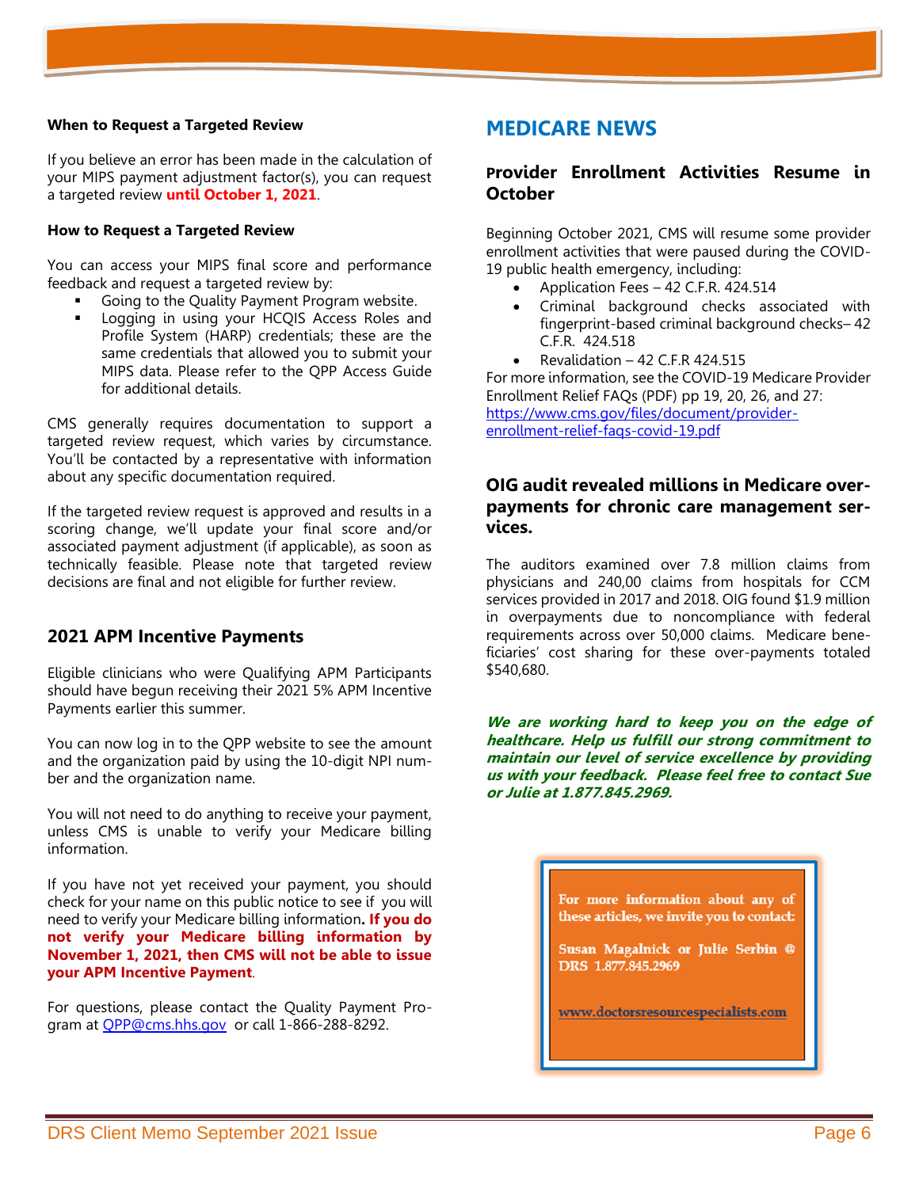#### When to Request a Targeted Review

If you believe an error has been made in the calculation of your MIPS payment adjustment factor(s), you can request a targeted review **until October 1, 2021**.

#### How to Request a Targeted Review

You can access your MIPS final score and performance feedback and request a targeted review by:

- Going to the Quality Payment Program website.
- Logging in using your HCQIS Access Roles and Profile System (HARP) credentials; these are the same credentials that allowed you to submit your MIPS data. Please refer to the QPP Access Guide for additional details.

CMS generally requires documentation to support a targeted review request, which varies by circumstance. You'll be contacted by a representative with information about any specific documentation required.

If the targeted review request is approved and results in a scoring change, we'll update your final score and/or associated payment adjustment (if applicable), as soon as technically feasible. Please note that targeted review decisions are final and not eligible for further review.

### 2021 APM Incentive Payments

Eligible clinicians who were Qualifying APM Participants should have begun receiving their 2021 5% APM Incentive Payments earlier this summer.

You can now log in to the QPP website to see the amount and the organization paid by using the 10-digit NPI number and the organization name.

You will not need to do anything to receive your payment, unless CMS is unable to verify your Medicare billing information.

If you have not yet received your payment, you should check for your name on this public notice to see if you will need to verify your Medicare billing information**. If you do not verify your Medicare billing information by November 1, 2021, then CMS will not be able to issue your APM Incentive Payment**.

For questions, please contact the Quality Payment Program at QPP@cms.hhs.gov or call 1-866-288-8292.

## MEDICARE NEWS

### Provider Enrollment Activities Resume in October

Beginning October 2021, CMS will resume some provider enrollment activities that were paused during the COVID-19 public health emergency, including:

- Application Fees – 42 C.F.R. 424.514
- Criminal background checks associated with fingerprint-based criminal background checks– 42 C.F.R. 424.518
- Revalidation – 42 C.F.R 424.515

For more information, see the COVID-19 Medicare Provider Enrollment Relief FAQs (PDF) pp 19, 20, 26, and 27: https://www.cms.gov/files/document/provider-enrollment-relief-faqs-covid-19.pdf

### OIG audit revealed millions in Medicare overpayments for chronic care management services.

The auditors examined over 7.8 million claims from physicians and 240,00 claims from hospitals for CCM services provided in 2017 and 2018. OIG found $1.9 million in overpayments due to noncompliance with federal requirements across over 50,000 claims. Medicare beneficiaries' cost sharing for these over-payments totaled $540,680.

***We are working hard to keep you on the edge of healthcare. Help us fulfill our strong commitment to maintain our level of service excellence by providing us with your feedback. Please feel free to contact Sue or Julie at 1.877.845.2969.***

For more information about any of these articles, we invite you to contact:

Susan Magalnick or Julie Serbin @ DRS 1.877.845.2969

www.doctorsresourcespecialists.com